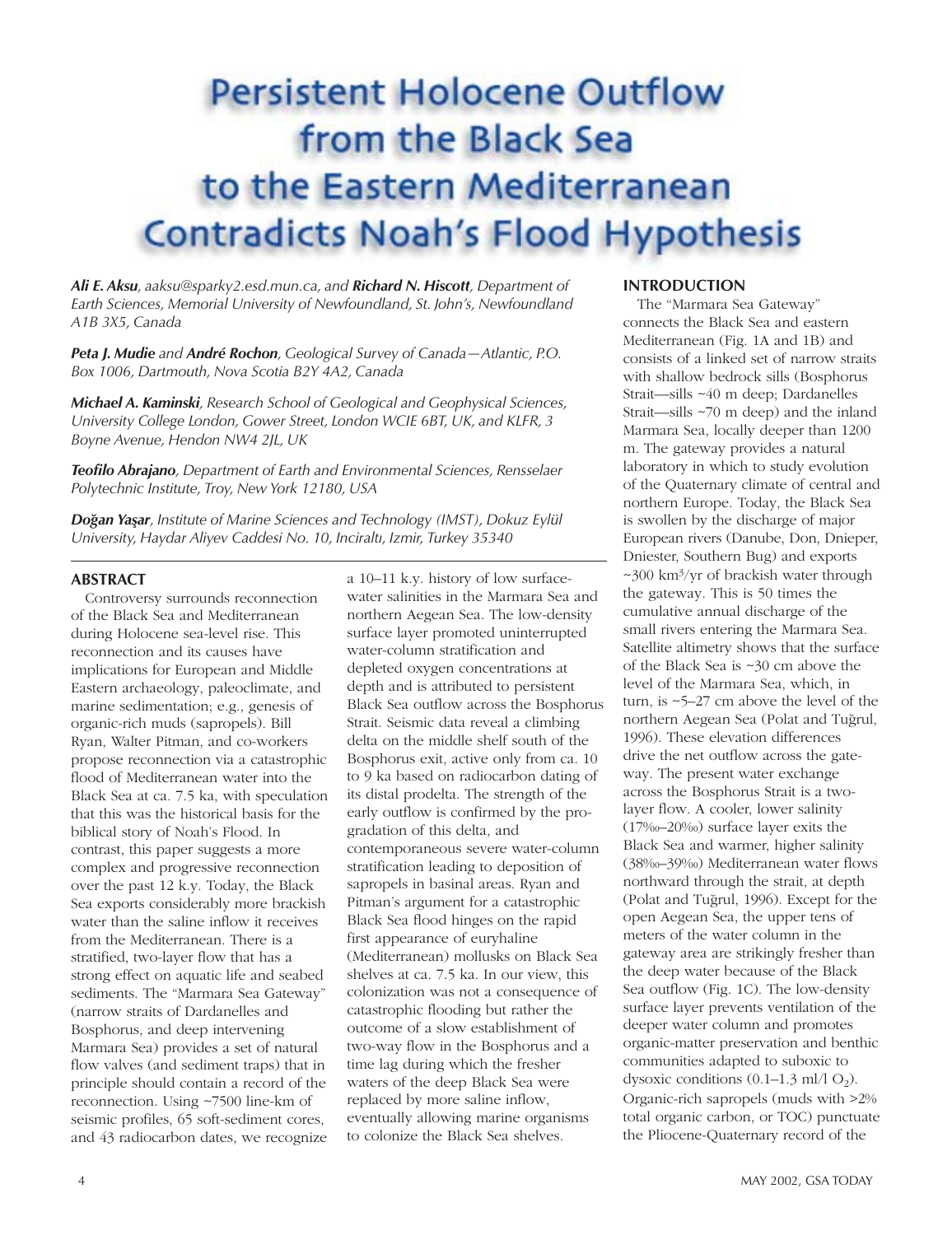# Persistent Holocene Outflow from the Black Sea to the Eastern Mediterranean Contradicts Noah's Flood Hypothesis

***Ali E. Aksu***, *aaksu@sparky2.esd.mun.ca, and* ***Richard N. Hiscott***, *Department of Earth Sciences, Memorial University of Newfoundland, St. John's, Newfoundland A1B 3X5, Canada*

***Peta J. Mudie*** *and* ***André Rochon***, *Geological Survey of Canada—Atlantic, P.O. Box 1006, Dartmouth, Nova Scotia B2Y 4A2, Canada*

***Michael A. Kaminski***, *Research School of Geological and Geophysical Sciences, University College London, Gower Street, London WCIE 6BT, UK, and KLFR, 3 Boyne Avenue, Hendon NW4 2JL, UK*

***Teofilo Abrajano***, *Department of Earth and Environmental Sciences, Rensselaer Polytechnic Institute, Troy, New York 12180, USA*

***Doğan Yaşar***, *Institute of Marine Sciences and Technology (IMST), Dokuz Eylül University, Haydar Aliyev Caddesi No. 10, Inciraltı, Izmir, Turkey 35340*

## ABSTRACT

Controversy surrounds reconnection of the Black Sea and Mediterranean during Holocene sea-level rise. This reconnection and its causes have implications for European and Middle Eastern archaeology, paleoclimate, and marine sedimentation; e.g., genesis of organic-rich muds (sapropels). Bill Ryan, Walter Pitman, and co-workers propose reconnection via a catastrophic flood of Mediterranean water into the Black Sea at ca. 7.5 ka, with speculation that this was the historical basis for the biblical story of Noah's Flood. In contrast, this paper suggests a more complex and progressive reconnection over the past 12 k.y. Today, the Black Sea exports considerably more brackish water than the saline inflow it receives from the Mediterranean. There is a stratified, two-layer flow that has a strong effect on aquatic life and seabed sediments. The "Marmara Sea Gateway" (narrow straits of Dardanelles and Bosphorus, and deep intervening Marmara Sea) provides a set of natural flow valves (and sediment traps) that in principle should contain a record of the reconnection. Using ~7500 line-km of seismic profiles, 65 soft-sediment cores, and 43 radiocarbon dates, we recognize a 10–11 k.y. history of low surface-water salinities in the Marmara Sea and northern Aegean Sea. The low-density surface layer promoted uninterrupted water-column stratification and depleted oxygen concentrations at depth and is attributed to persistent Black Sea outflow across the Bosphorus Strait. Seismic data reveal a climbing delta on the middle shelf south of the Bosphorus exit, active only from ca. 10 to 9 ka based on radiocarbon dating of its distal prodelta. The strength of the early outflow is confirmed by the progradation of this delta, and contemporaneous severe water-column stratification leading to deposition of sapropels in basinal areas. Ryan and Pitman's argument for a catastrophic Black Sea flood hinges on the rapid first appearance of euryhaline (Mediterranean) mollusks on Black Sea shelves at ca. 7.5 ka. In our view, this colonization was not a consequence of catastrophic flooding but rather the outcome of a slow establishment of two-way flow in the Bosphorus and a time lag during which the fresher waters of the deep Black Sea were replaced by more saline inflow, eventually allowing marine organisms to colonize the Black Sea shelves.

## INTRODUCTION

The "Marmara Sea Gateway" connects the Black Sea and eastern Mediterranean (Fig. 1A and 1B) and consists of a linked set of narrow straits with shallow bedrock sills (Bosphorus Strait—sills ~40 m deep; Dardanelles Strait—sills ~70 m deep) and the inland Marmara Sea, locally deeper than 1200 m. The gateway provides a natural laboratory in which to study evolution of the Quaternary climate of central and northern Europe. Today, the Black Sea is swollen by the discharge of major European rivers (Danube, Don, Dnieper, Dniester, Southern Bug) and exports ~300 km$^3$/yr of brackish water through the gateway. This is 50 times the cumulative annual discharge of the small rivers entering the Marmara Sea. Satellite altimetry shows that the surface of the Black Sea is ~30 cm above the level of the Marmara Sea, which, in turn, is ~5–27 cm above the level of the northern Aegean Sea (Polat and Tuğrul, 1996). These elevation differences drive the net outflow across the gateway. The present water exchange across the Bosphorus Strait is a two-layer flow. A cooler, lower salinity (17‰–20‰) surface layer exits the Black Sea and warmer, higher salinity (38‰–39‰) Mediterranean water flows northward through the strait, at depth (Polat and Tuğrul, 1996). Except for the open Aegean Sea, the upper tens of meters of the water column in the gateway area are strikingly fresher than the deep water because of the Black Sea outflow (Fig. 1C). The low-density surface layer prevents ventilation of the deeper water column and promotes organic-matter preservation and benthic communities adapted to suboxic to dysoxic conditions (0.1–1.3 ml/l $O_2$). Organic-rich sapropels (muds with >2% total organic carbon, or TOC) punctuate the Pliocene-Quaternary record of the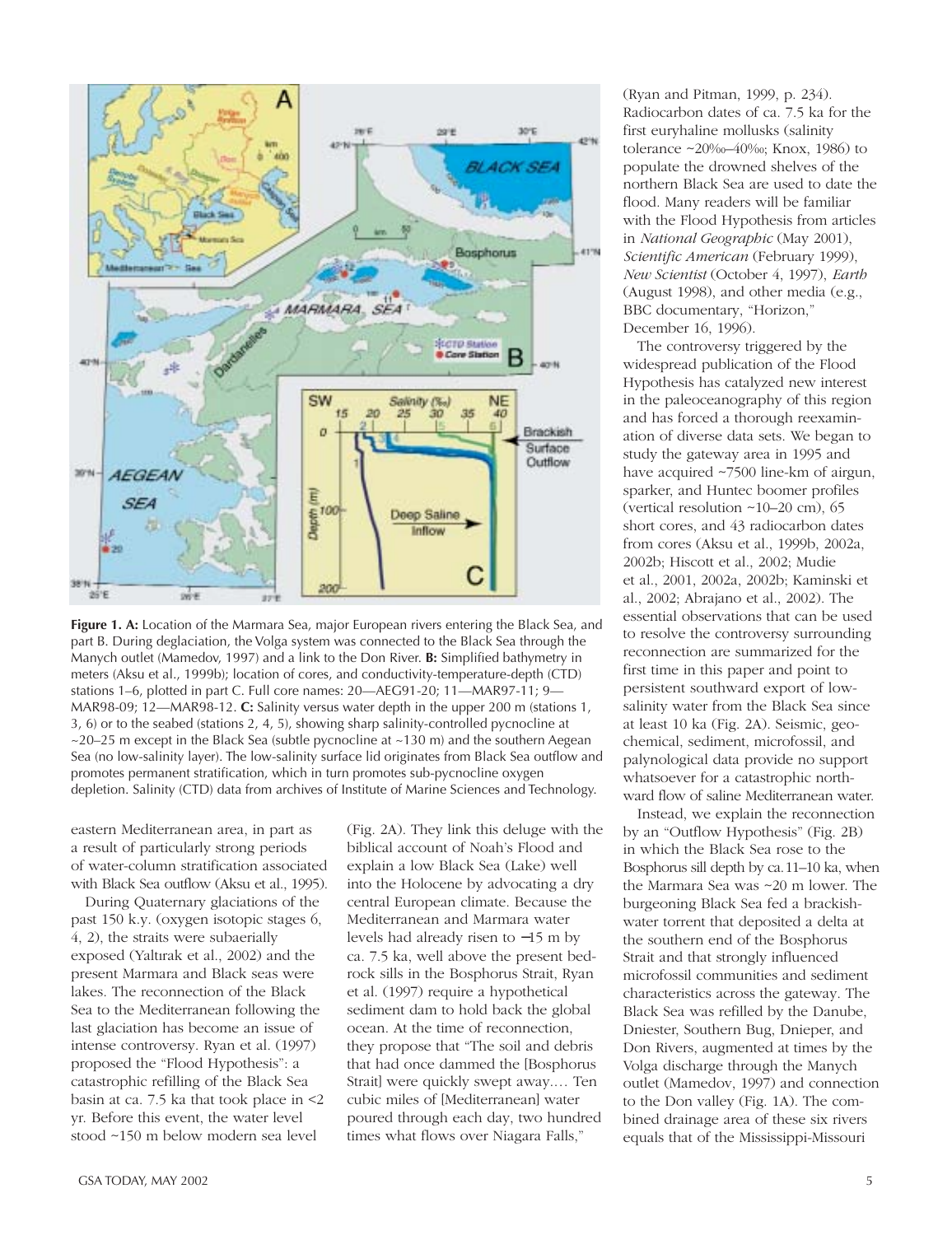**Figure 1. A:** Location of the Marmara Sea, major European rivers entering the Black Sea, and part B. During deglaciation, the Volga system was connected to the Black Sea through the Manych outlet (Mamedov, 1997) and a link to the Don River. **B:** Simplified bathymetry in meters (Aksu et al., 1999b); location of cores, and conductivity-temperature-depth (CTD) stations 1–6, plotted in part C. Full core names: 20—AEG91-20; 11—MAR97-11; 9—MAR98-09; 12—MAR98-12. **C:** Salinity versus water depth in the upper 200 m (stations 1, 3, 6) or to the seabed (stations 2, 4, 5), showing sharp salinity-controlled pycnocline at ~20–25 m except in the Black Sea (subtle pycnocline at ~130 m) and the southern Aegean Sea (no low-salinity layer). The low-salinity surface lid originates from Black Sea outflow and promotes permanent stratification, which in turn promotes sub-pycnocline oxygen depletion. Salinity (CTD) data from archives of Institute of Marine Sciences and Technology.

eastern Mediterranean area, in part as a result of particularly strong periods of water-column stratification associated with Black Sea outflow (Aksu et al., 1995).

During Quaternary glaciations of the past 150 k.y. (oxygen isotopic stages 6, 4, 2), the straits were subaerially exposed (Yaltırak et al., 2002) and the present Marmara and Black seas were lakes. The reconnection of the Black Sea to the Mediterranean following the last glaciation has become an issue of intense controversy. Ryan et al. (1997) proposed the "Flood Hypothesis": a catastrophic refilling of the Black Sea basin at ca. 7.5 ka that took place in <2 yr. Before this event, the water level stood ~150 m below modern sea level (Fig. 2A). They link this deluge with the biblical account of Noah's Flood and explain a low Black Sea (Lake) well into the Holocene by advocating a dry central European climate. Because the Mediterranean and Marmara water levels had already risen to −15 m by ca. 7.5 ka, well above the present bedrock sills in the Bosphorus Strait, Ryan et al. (1997) require a hypothetical sediment dam to hold back the global ocean. At the time of reconnection, they propose that "The soil and debris that had once dammed the [Bosphorus Strait] were quickly swept away.… Ten cubic miles of [Mediterranean] water poured through each day, two hundred times what flows over Niagara Falls," (Ryan and Pitman, 1999, p. 234). Radiocarbon dates of ca. 7.5 ka for the first euryhaline mollusks (salinity tolerance ~20‰–40‰; Knox, 1986) to populate the drowned shelves of the northern Black Sea are used to date the flood. Many readers will be familiar with the Flood Hypothesis from articles in *National Geographic* (May 2001), *Scientific American* (February 1999), *New Scientist* (October 4, 1997), *Earth* (August 1998), and other media (e.g., BBC documentary, "Horizon," December 16, 1996).

The controversy triggered by the widespread publication of the Flood Hypothesis has catalyzed new interest in the paleoceanography of this region and has forced a thorough reexamination of diverse data sets. We began to study the gateway area in 1995 and have acquired ~7500 line-km of airgun, sparker, and Huntec boomer profiles (vertical resolution ~10–20 cm), 65 short cores, and 43 radiocarbon dates from cores (Aksu et al., 1999b, 2002a, 2002b; Hiscott et al., 2002; Mudie et al., 2001, 2002a, 2002b; Kaminski et al., 2002; Abrajano et al., 2002). The essential observations that can be used to resolve the controversy surrounding reconnection are summarized for the first time in this paper and point to persistent southward export of low-salinity water from the Black Sea since at least 10 ka (Fig. 2A). Seismic, geochemical, sediment, microfossil, and palynological data provide no support whatsoever for a catastrophic northward flow of saline Mediterranean water.

Instead, we explain the reconnection by an "Outflow Hypothesis" (Fig. 2B) in which the Black Sea rose to the Bosphorus sill depth by ca. 11–10 ka, when the Marmara Sea was ~20 m lower. The burgeoning Black Sea fed a brackish-water torrent that deposited a delta at the southern end of the Bosphorus Strait and that strongly influenced microfossil communities and sediment characteristics across the gateway. The Black Sea was refilled by the Danube, Dniester, Southern Bug, Dnieper, and Don Rivers, augmented at times by the Volga discharge through the Manych outlet (Mamedov, 1997) and connection to the Don valley (Fig. 1A). The combined drainage area of these six rivers equals that of the Mississippi-Missouri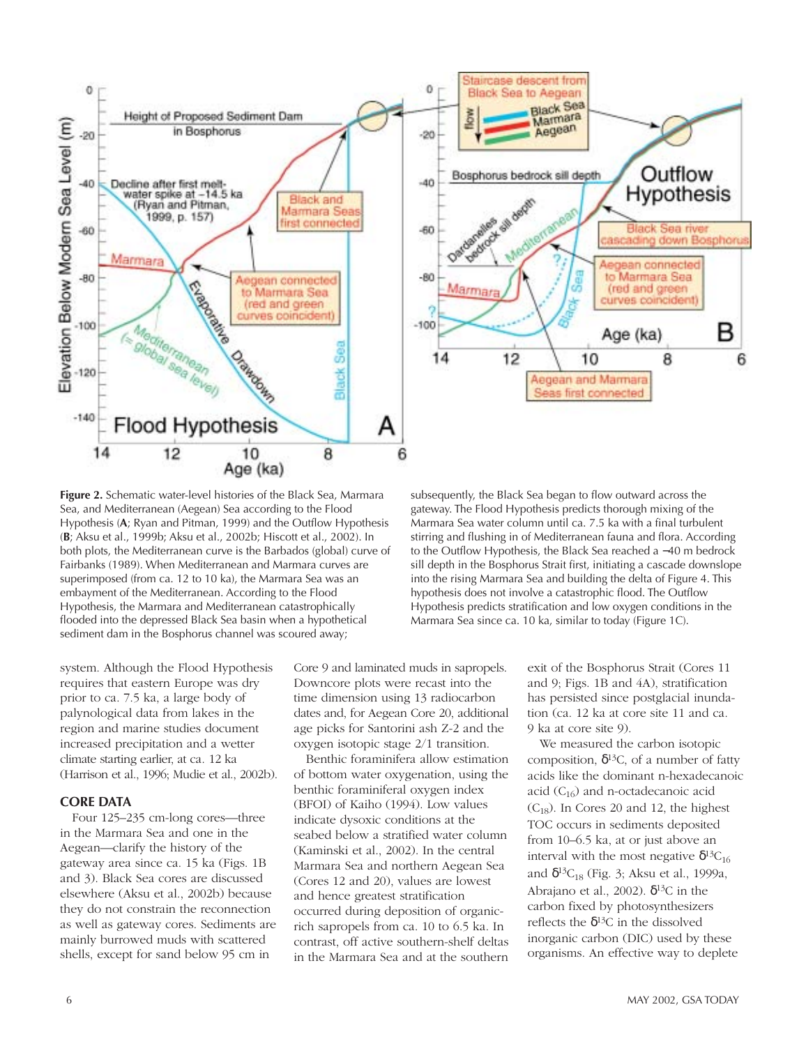**Figure 2.** Schematic water-level histories of the Black Sea, Marmara Sea, and Mediterranean (Aegean) Sea according to the Flood Hypothesis (**A**; Ryan and Pitman, 1999) and the Outflow Hypothesis (**B**; Aksu et al., 1999b; Aksu et al., 2002b; Hiscott et al., 2002). In both plots, the Mediterranean curve is the Barbados (global) curve of Fairbanks (1989). When Mediterranean and Marmara curves are superimposed (from ca. 12 to 10 ka), the Marmara Sea was an embayment of the Mediterranean. According to the Flood Hypothesis, the Marmara and Mediterranean catastrophically flooded into the depressed Black Sea basin when a hypothetical sediment dam in the Bosphorus channel was scoured away; subsequently, the Black Sea began to flow outward across the gateway. The Flood Hypothesis predicts thorough mixing of the Marmara Sea water column until ca. 7.5 ka with a final turbulent stirring and flushing in of Mediterranean fauna and flora. According to the Outflow Hypothesis, the Black Sea reached a −40 m bedrock sill depth in the Bosphorus Strait first, initiating a cascade downslope into the rising Marmara Sea and building the delta of Figure 4. This hypothesis does not involve a catastrophic flood. The Outflow Hypothesis predicts stratification and low oxygen conditions in the Marmara Sea since ca. 10 ka, similar to today (Figure 1C).

system. Although the Flood Hypothesis requires that eastern Europe was dry prior to ca. 7.5 ka, a large body of palynological data from lakes in the region and marine studies document increased precipitation and a wetter climate starting earlier, at ca. 12 ka (Harrison et al., 1996; Mudie et al., 2002b).

## CORE DATA

Four 125–235 cm-long cores—three in the Marmara Sea and one in the Aegean—clarify the history of the gateway area since ca. 15 ka (Figs. 1B and 3). Black Sea cores are discussed elsewhere (Aksu et al., 2002b) because they do not constrain the reconnection as well as gateway cores. Sediments are mainly burrowed muds with scattered shells, except for sand below 95 cm in Core 9 and laminated muds in sapropels. Downcore plots were recast into the time dimension using 13 radiocarbon dates and, for Aegean Core 20, additional age picks for Santorini ash Z-2 and the oxygen isotopic stage 2/1 transition.

Benthic foraminifera allow estimation of bottom water oxygenation, using the benthic foraminiferal oxygen index (BFOI) of Kaiho (1994). Low values indicate dysoxic conditions at the seabed below a stratified water column (Kaminski et al., 2002). In the central Marmara Sea and northern Aegean Sea (Cores 12 and 20), values are lowest and hence greatest stratification occurred during deposition of organic-rich sapropels from ca. 10 to 6.5 ka. In contrast, off active southern-shelf deltas in the Marmara Sea and at the southern exit of the Bosphorus Strait (Cores 11 and 9; Figs. 1B and 4A), stratification has persisted since postglacial inundation (ca. 12 ka at core site 11 and ca. 9 ka at core site 9).

We measured the carbon isotopic composition, $\delta^{13}C$, of a number of fatty acids like the dominant n-hexadecanoic acid ($C_{16}$) and n-octadecanoic acid ($C_{18}$). In Cores 20 and 12, the highest TOC occurs in sediments deposited from 10–6.5 ka, at or just above an interval with the most negative $\delta^{13}C_{16}$ and $\delta^{13}C_{18}$ (Fig. 3; Aksu et al., 1999a, Abrajano et al., 2002). $\delta^{13}C$ in the carbon fixed by photosynthesizers reflects the $\delta^{13}C$ in the dissolved inorganic carbon (DIC) used by these organisms. An effective way to deplete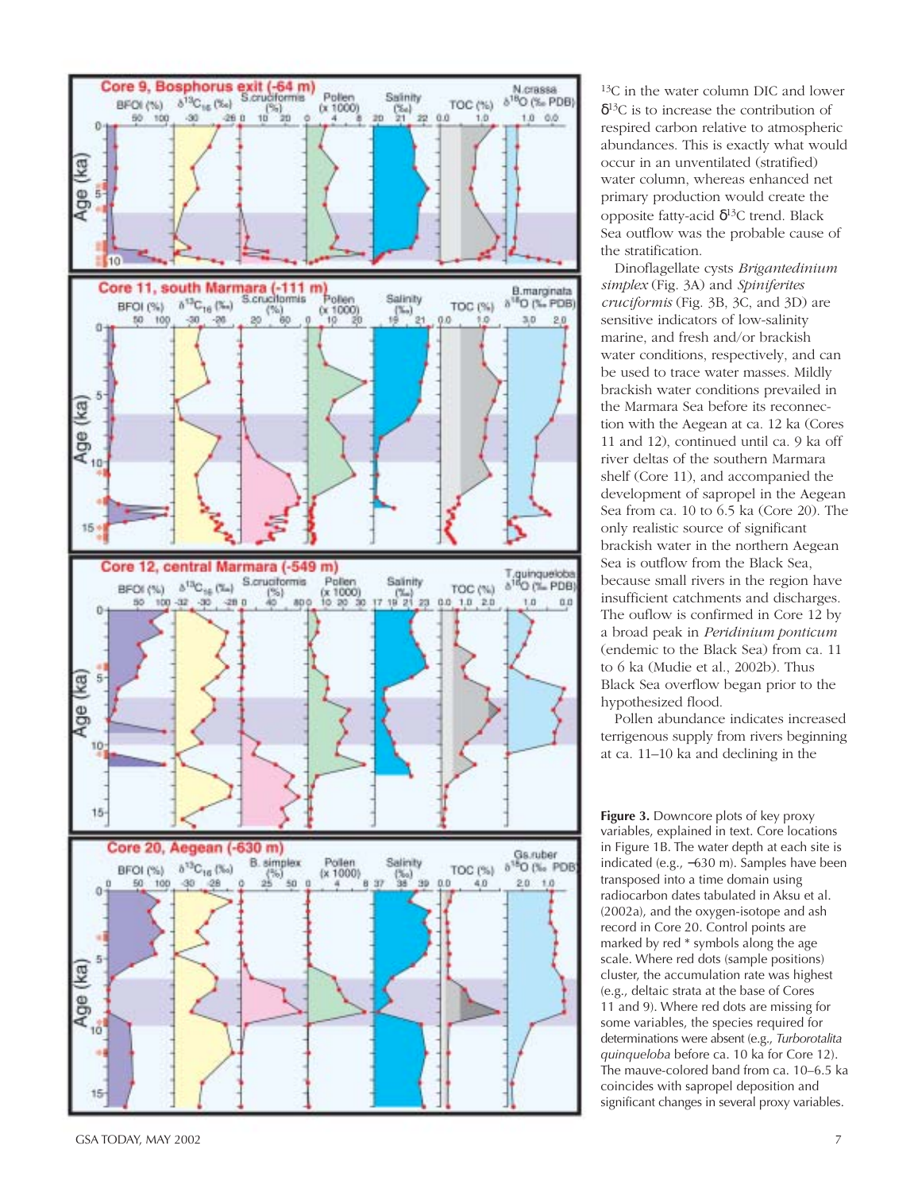$^{13}C$ in the water column DIC and lower $\delta^{13}C$ is to increase the contribution of respired carbon relative to atmospheric abundances. This is exactly what would occur in an unventilated (stratified) water column, whereas enhanced net primary production would create the opposite fatty-acid $\delta^{13}C$ trend. Black Sea outflow was the probable cause of the stratification.

Dinoflagellate cysts *Brigantedinium simplex* (Fig. 3A) and *Spiniferites cruciformis* (Fig. 3B, 3C, and 3D) are sensitive indicators of low-salinity marine, and fresh and/or brackish water conditions, respectively, and can be used to trace water masses. Mildly brackish water conditions prevailed in the Marmara Sea before its reconnection with the Aegean at ca. 12 ka (Cores 11 and 12), continued until ca. 9 ka off river deltas of the southern Marmara shelf (Core 11), and accompanied the development of sapropel in the Aegean Sea from ca. 10 to 6.5 ka (Core 20). The only realistic source of significant brackish water in the northern Aegean Sea is outflow from the Black Sea, because small rivers in the region have insufficient catchments and discharges. The ouflow is confirmed in Core 12 by a broad peak in *Peridinium ponticum* (endemic to the Black Sea) from ca. 11 to 6 ka (Mudie et al., 2002b). Thus Black Sea overflow began prior to the hypothesized flood.

Pollen abundance indicates increased terrigenous supply from rivers beginning at ca. 11–10 ka and declining in the

**Figure 3.** Downcore plots of key proxy variables, explained in text. Core locations in Figure 1B. The water depth at each site is indicated (e.g., −630 m). Samples have been transposed into a time domain using radiocarbon dates tabulated in Aksu et al. (2002a), and the oxygen-isotope and ash record in Core 20. Control points are marked by red * symbols along the age scale. Where red dots (sample positions) cluster, the accumulation rate was highest (e.g., deltaic strata at the base of Cores 11 and 9). Where red dots are missing for some variables, the species required for determinations were absent (e.g., *Turborotalita quinqueloba* before ca. 10 ka for Core 12). The mauve-colored band from ca. 10–6.5 ka coincides with sapropel deposition and significant changes in several proxy variables.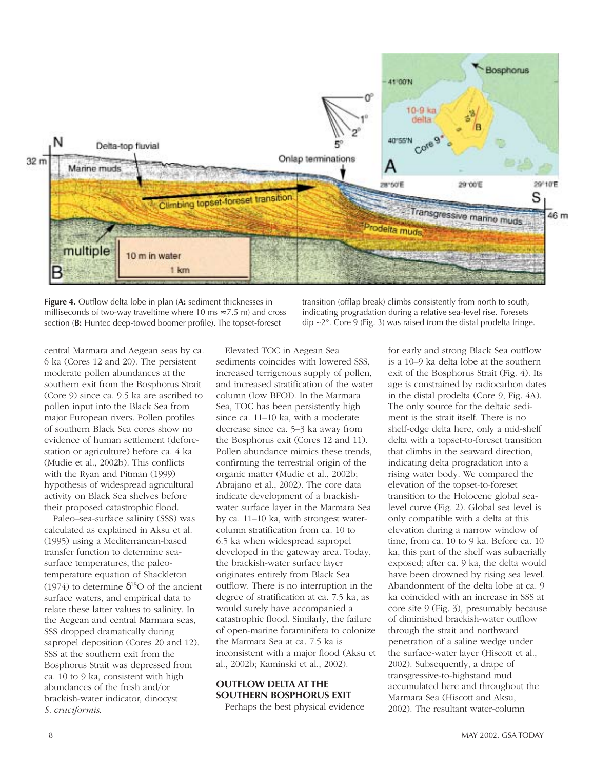**Figure 4.** Outflow delta lobe in plan (**A:** sediment thicknesses in milliseconds of two-way traveltime where 10 ms ≈7.5 m) and cross section (**B:** Huntec deep-towed boomer profile). The topset-foreset transition (offlap break) climbs consistently from north to south, indicating progradation during a relative sea-level rise. Foresets dip ~2°. Core 9 (Fig. 3) was raised from the distal prodelta fringe.

central Marmara and Aegean seas by ca. 6 ka (Cores 12 and 20). The persistent moderate pollen abundances at the southern exit from the Bosphorus Strait (Core 9) since ca. 9.5 ka are ascribed to pollen input into the Black Sea from major European rivers. Pollen profiles of southern Black Sea cores show no evidence of human settlement (deforestation or agriculture) before ca. 4 ka (Mudie et al., 2002b). This conflicts with the Ryan and Pitman (1999) hypothesis of widespread agricultural activity on Black Sea shelves before their proposed catastrophic flood.

Paleo–sea-surface salinity (SSS) was calculated as explained in Aksu et al. (1995) using a Mediterranean-based transfer function to determine sea-surface temperatures, the paleo-temperature equation of Shackleton (1974) to determine $\delta^{18}O$ of the ancient surface waters, and empirical data to relate these latter values to salinity. In the Aegean and central Marmara seas, SSS dropped dramatically during sapropel deposition (Cores 20 and 12). SSS at the southern exit from the Bosphorus Strait was depressed from ca. 10 to 9 ka, consistent with high abundances of the fresh and/or brackish-water indicator, dinocyst *S. cruciformis*.

Elevated TOC in Aegean Sea sediments coincides with lowered SSS, increased terrigenous supply of pollen, and increased stratification of the water column (low BFOI). In the Marmara Sea, TOC has been persistently high since ca. 11–10 ka, with a moderate decrease since ca. 5–3 ka away from the Bosphorus exit (Cores 12 and 11). Pollen abundance mimics these trends, confirming the terrestrial origin of the organic matter (Mudie et al., 2002b; Abrajano et al., 2002). The core data indicate development of a brackish-water surface layer in the Marmara Sea by ca. 11–10 ka, with strongest water-column stratification from ca. 10 to 6.5 ka when widespread sapropel developed in the gateway area. Today, the brackish-water surface layer originates entirely from Black Sea outflow. There is no interruption in the degree of stratification at ca. 7.5 ka, as would surely have accompanied a catastrophic flood. Similarly, the failure of open-marine foraminifera to colonize the Marmara Sea at ca. 7.5 ka is inconsistent with a major flood (Aksu et al., 2002b; Kaminski et al., 2002).

## OUTFLOW DELTA AT THE SOUTHERN BOSPHORUS EXIT

Perhaps the best physical evidence for early and strong Black Sea outflow is a 10–9 ka delta lobe at the southern exit of the Bosphorus Strait (Fig. 4). Its age is constrained by radiocarbon dates in the distal prodelta (Core 9, Fig. 4A). The only source for the deltaic sediment is the strait itself. There is no shelf-edge delta here, only a mid-shelf delta with a topset-to-foreset transition that climbs in the seaward direction, indicating delta progradation into a rising water body. We compared the elevation of the topset-to-foreset transition to the Holocene global sea-level curve (Fig. 2). Global sea level is only compatible with a delta at this elevation during a narrow window of time, from ca. 10 to 9 ka. Before ca. 10 ka, this part of the shelf was subaerially exposed; after ca. 9 ka, the delta would have been drowned by rising sea level. Abandonment of the delta lobe at ca. 9 ka coincided with an increase in SSS at core site 9 (Fig. 3), presumably because of diminished brackish-water outflow through the strait and northward penetration of a saline wedge under the surface-water layer (Hiscott et al., 2002). Subsequently, a drape of transgressive-to-highstand mud accumulated here and throughout the Marmara Sea (Hiscott and Aksu, 2002). The resultant water-column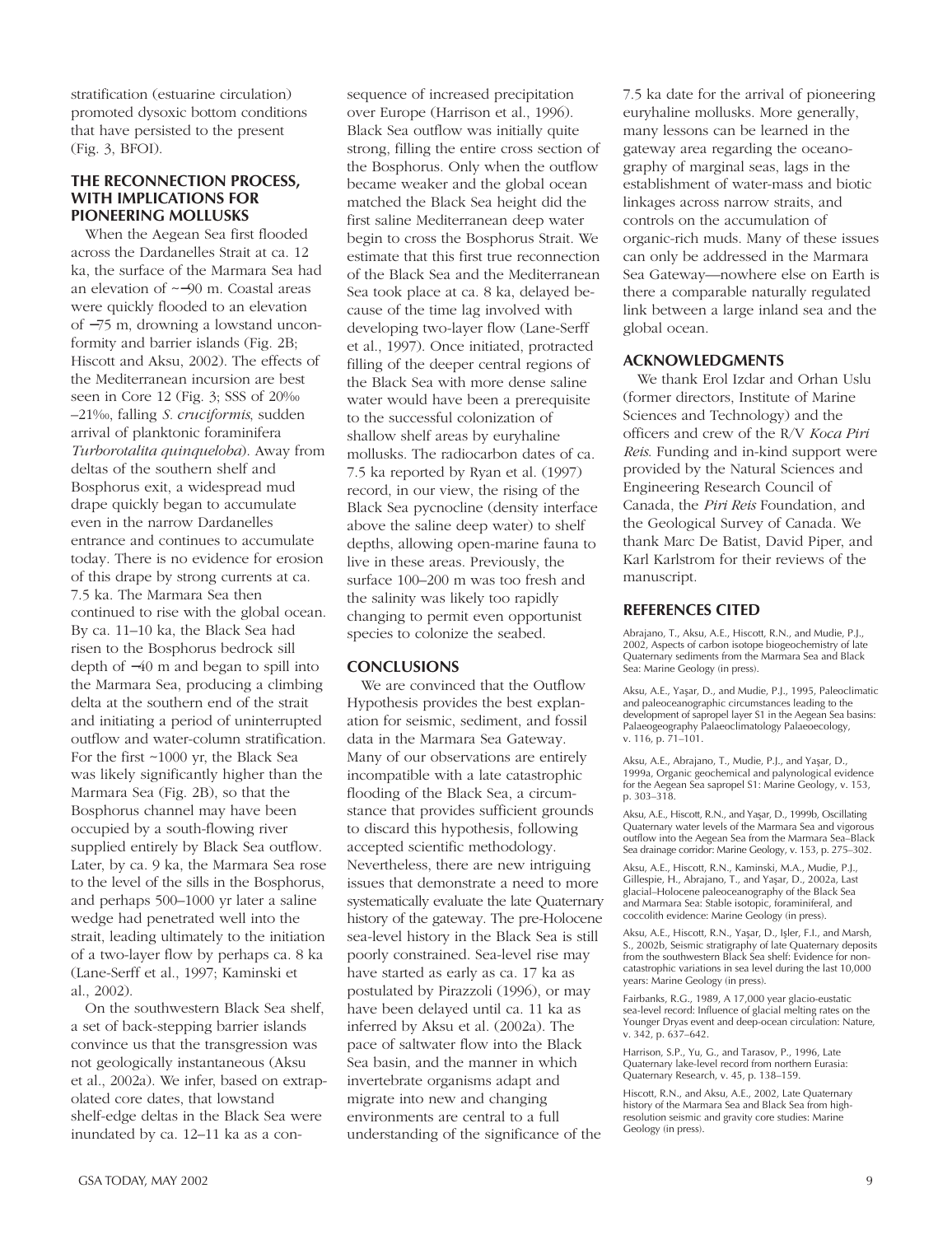stratification (estuarine circulation) promoted dysoxic bottom conditions that have persisted to the present (Fig. 3, BFOI).

## THE RECONNECTION PROCESS, WITH IMPLICATIONS FOR PIONEERING MOLLUSKS

When the Aegean Sea first flooded across the Dardanelles Strait at ca. 12 ka, the surface of the Marmara Sea had an elevation of ~−90 m. Coastal areas were quickly flooded to an elevation of −75 m, drowning a lowstand unconformity and barrier islands (Fig. 2B; Hiscott and Aksu, 2002). The effects of the Mediterranean incursion are best seen in Core 12 (Fig. 3; SSS of 20‰–21‰, falling *S. cruciformis*, sudden arrival of planktonic foraminifera *Turborotalita quinqueloba*). Away from deltas of the southern shelf and Bosphorus exit, a widespread mud drape quickly began to accumulate even in the narrow Dardanelles entrance and continues to accumulate today. There is no evidence for erosion of this drape by strong currents at ca. 7.5 ka. The Marmara Sea then continued to rise with the global ocean. By ca. 11–10 ka, the Black Sea had risen to the Bosphorus bedrock sill depth of −40 m and began to spill into the Marmara Sea, producing a climbing delta at the southern end of the strait and initiating a period of uninterrupted outflow and water-column stratification. For the first ~1000 yr, the Black Sea was likely significantly higher than the Marmara Sea (Fig. 2B), so that the Bosphorus channel may have been occupied by a south-flowing river supplied entirely by Black Sea outflow. Later, by ca. 9 ka, the Marmara Sea rose to the level of the sills in the Bosphorus, and perhaps 500–1000 yr later a saline wedge had penetrated well into the strait, leading ultimately to the initiation of a two-layer flow by perhaps ca. 8 ka (Lane-Serff et al., 1997; Kaminski et al., 2002).

On the southwestern Black Sea shelf, a set of back-stepping barrier islands convince us that the transgression was not geologically instantaneous (Aksu et al., 2002a). We infer, based on extrapolated core dates, that lowstand shelf-edge deltas in the Black Sea were inundated by ca. 12–11 ka as a consequence of increased precipitation over Europe (Harrison et al., 1996). Black Sea outflow was initially quite strong, filling the entire cross section of the Bosphorus. Only when the outflow became weaker and the global ocean matched the Black Sea height did the first saline Mediterranean deep water begin to cross the Bosphorus Strait. We estimate that this first true reconnection of the Black Sea and the Mediterranean Sea took place at ca. 8 ka, delayed because of the time lag involved with developing two-layer flow (Lane-Serff et al., 1997). Once initiated, protracted filling of the deeper central regions of the Black Sea with more dense saline water would have been a prerequisite to the successful colonization of shallow shelf areas by euryhaline mollusks. The radiocarbon dates of ca. 7.5 ka reported by Ryan et al. (1997) record, in our view, the rising of the Black Sea pycnocline (density interface above the saline deep water) to shelf depths, allowing open-marine fauna to live in these areas. Previously, the surface 100–200 m was too fresh and the salinity was likely too rapidly changing to permit even opportunist species to colonize the seabed.

## CONCLUSIONS

We are convinced that the Outflow Hypothesis provides the best explanation for seismic, sediment, and fossil data in the Marmara Sea Gateway. Many of our observations are entirely incompatible with a late catastrophic flooding of the Black Sea, a circumstance that provides sufficient grounds to discard this hypothesis, following accepted scientific methodology. Nevertheless, there are new intriguing issues that demonstrate a need to more systematically evaluate the late Quaternary history of the gateway. The pre-Holocene sea-level history in the Black Sea is still poorly constrained. Sea-level rise may have started as early as ca. 17 ka as postulated by Pirazzoli (1996), or may have been delayed until ca. 11 ka as inferred by Aksu et al. (2002a). The pace of saltwater flow into the Black Sea basin, and the manner in which invertebrate organisms adapt and migrate into new and changing environments are central to a full understanding of the significance of the 7.5 ka date for the arrival of pioneering euryhaline mollusks. More generally, many lessons can be learned in the gateway area regarding the oceanography of marginal seas, lags in the establishment of water-mass and biotic linkages across narrow straits, and controls on the accumulation of organic-rich muds. Many of these issues can only be addressed in the Marmara Sea Gateway—nowhere else on Earth is there a comparable naturally regulated link between a large inland sea and the global ocean.

## ACKNOWLEDGMENTS

We thank Erol Izdar and Orhan Uslu (former directors, Institute of Marine Sciences and Technology) and the officers and crew of the R/V *Koca Piri Reis*. Funding and in-kind support were provided by the Natural Sciences and Engineering Research Council of Canada, the *Piri Reis* Foundation, and the Geological Survey of Canada. We thank Marc De Batist, David Piper, and Karl Karlstrom for their reviews of the manuscript.

## REFERENCES CITED

Abrajano, T., Aksu, A.E., Hiscott, R.N., and Mudie, P.J., 2002, Aspects of carbon isotope biogeochemistry of late Quaternary sediments from the Marmara Sea and Black Sea: Marine Geology (in press).

Aksu, A.E., Yaşar, D., and Mudie, P.J., 1995, Paleoclimatic and paleoceanographic circumstances leading to the development of sapropel layer S1 in the Aegean Sea basins: Palaeogeography Palaeoclimatology Palaeoecology, v. 116, p. 71–101.

Aksu, A.E., Abrajano, T., Mudie, P.J., and Yaşar, D., 1999a, Organic geochemical and palynological evidence for the Aegean Sea sapropel S1: Marine Geology, v. 153, p. 303–318.

Aksu, A.E., Hiscott, R.N., and Yaşar, D., 1999b, Oscillating Quaternary water levels of the Marmara Sea and vigorous outflow into the Aegean Sea from the Marmara Sea–Black Sea drainage corridor: Marine Geology, v. 153, p. 275–302.

Aksu, A.E., Hiscott, R.N., Kaminski, M.A., Mudie, P.J., Gillespie, H., Abrajano, T., and Yaşar, D., 2002a, Last glacial–Holocene paleoceanography of the Black Sea and Marmara Sea: Stable isotopic, foraminiferal, and coccolith evidence: Marine Geology (in press).

Aksu, A.E., Hiscott, R.N., Yaşar, D., Işler, F.I., and Marsh, S., 2002b, Seismic stratigraphy of late Quaternary deposits from the southwestern Black Sea shelf: Evidence for non-catastrophic variations in sea level during the last 10,000 years: Marine Geology (in press).

Fairbanks, R.G., 1989, A 17,000 year glacio-eustatic sea-level record: Influence of glacial melting rates on the Younger Dryas event and deep-ocean circulation: Nature, v. 342, p. 637–642.

Harrison, S.P., Yu, G., and Tarasov, P., 1996, Late Quaternary lake-level record from northern Eurasia: Quaternary Research, v. 45, p. 138–159.

Hiscott, R.N., and Aksu, A.E., 2002, Late Quaternary history of the Marmara Sea and Black Sea from high-resolution seismic and gravity core studies: Marine Geology (in press).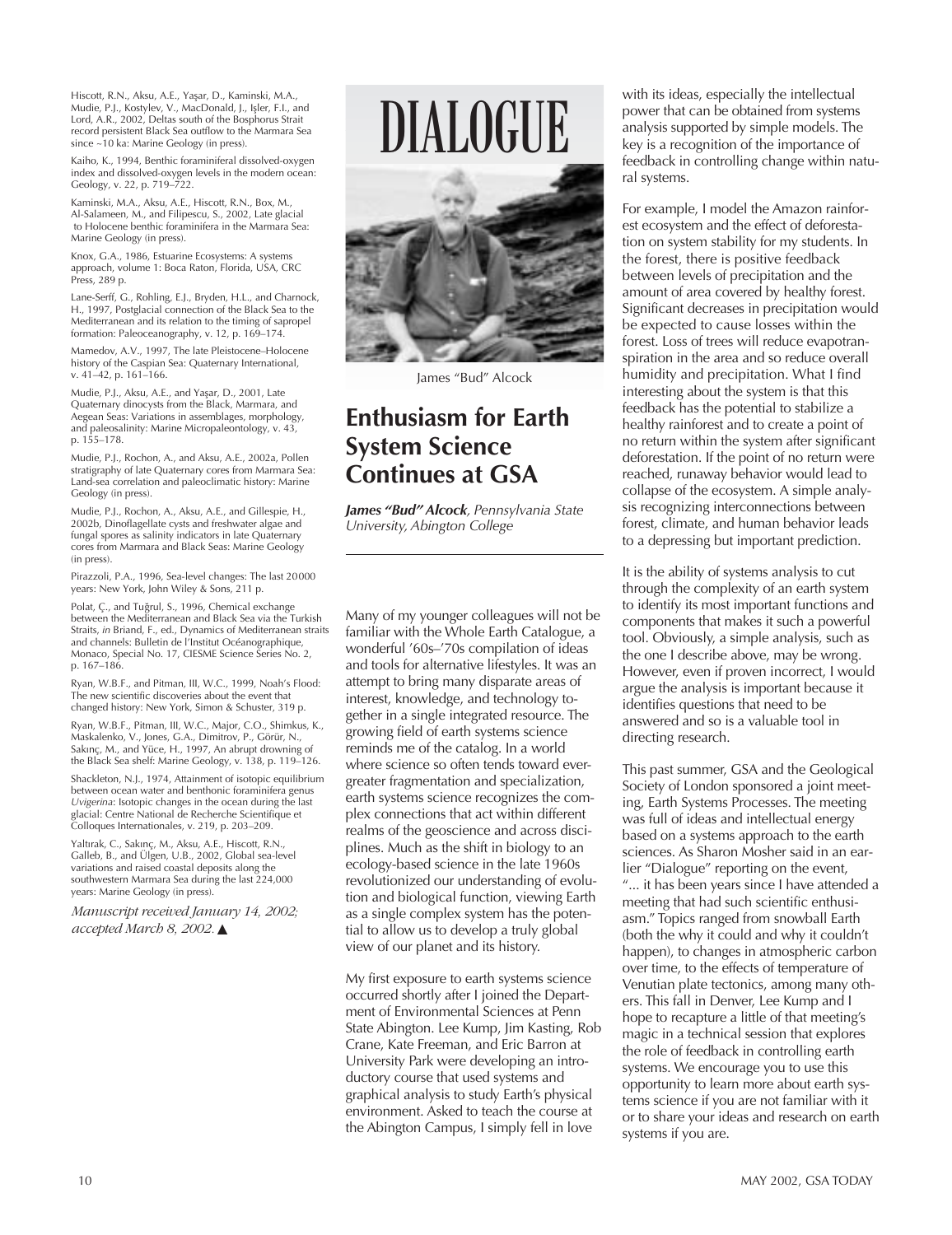Hiscott, R.N., Aksu, A.E., Yaşar, D., Kaminski, M.A., Mudie, P.J., Kostylev, V., MacDonald, J., Işler, F.I., and Lord, A.R., 2002, Deltas south of the Bosphorus Strait record persistent Black Sea outflow to the Marmara Sea since ~10 ka: Marine Geology (in press).

Kaiho, K., 1994, Benthic foraminiferal dissolved-oxygen index and dissolved-oxygen levels in the modern ocean: Geology, v. 22, p. 719–722.

Kaminski, M.A., Aksu, A.E., Hiscott, R.N., Box, M., Al-Salameen, M., and Filipescu, S., 2002, Late glacial to Holocene benthic foraminifera in the Marmara Sea: Marine Geology (in press).

Knox, G.A., 1986, Estuarine Ecosystems: A systems approach, volume 1: Boca Raton, Florida, USA, CRC Press, 289 p.

Lane-Serff, G., Rohling, E.J., Bryden, H.L., and Charnock, H., 1997, Postglacial connection of the Black Sea to the Mediterranean and its relation to the timing of sapropel formation: Paleoceanography, v. 12, p. 169–174.

Mamedov, A.V., 1997, The late Pleistocene–Holocene history of the Caspian Sea: Quaternary International, v. 41–42, p. 161–166.

Mudie, P.J., Aksu, A.E., and Yaşar, D., 2001, Late Quaternary dinocysts from the Black, Marmara, and Aegean Seas: Variations in assemblages, morphology, and paleosalinity: Marine Micropaleontology, v. 43, p. 155–178.

Mudie, P.J., Rochon, A., and Aksu, A.E., 2002a, Pollen stratigraphy of late Quaternary cores from Marmara Sea: Land-sea correlation and paleoclimatic history: Marine Geology (in press).

Mudie, P.J., Rochon, A., Aksu, A.E., and Gillespie, H., 2002b, Dinoflagellate cysts and freshwater algae and fungal spores as salinity indicators in late Quaternary cores from Marmara and Black Seas: Marine Geology (in press).

Pirazzoli, P.A., 1996, Sea-level changes: The last 20000 years: New York, John Wiley & Sons, 211 p.

Polat, Ç., and Tuğrul, S., 1996, Chemical exchange between the Mediterranean and Black Sea via the Turkish Straits, *in* Briand, F., ed., Dynamics of Mediterranean straits and channels: Bulletin de l'Institut Océanographique, Monaco, Special No. 17, CIESME Science Series No. 2, p. 167–186.

Ryan, W.B.F., and Pitman, III, W.C., 1999, Noah's Flood: The new scientific discoveries about the event that changed history: New York, Simon & Schuster, 319 p.

Ryan, W.B.F., Pitman, III, W.C., Major, C.O., Shimkus, K., Maskalenko, V., Jones, G.A., Dimitrov, P., Görür, N., Sakınç, M., and Yüce, H., 1997, An abrupt drowning of the Black Sea shelf: Marine Geology, v. 138, p. 119–126.

Shackleton, N.J., 1974, Attainment of isotopic equilibrium between ocean water and benthonic foraminifera genus *Uvigerina*: Isotopic changes in the ocean during the last glacial: Centre National de Recherche Scientifique et Colloques Internationales, v. 219, p. 203–209.

Yaltırak, C., Sakınç, M., Aksu, A.E., Hiscott, R.N., Galleb, B., and Ülgen, U.B., 2002, Global sea-level variations and raised coastal deposits along the southwestern Marmara Sea during the last 224,000 years: Marine Geology (in press).

*Manuscript received January 14, 2002; accepted March 8, 2002.* ▲

# DIALOGUE

James "Bud" Alcock

## Enthusiasm for Earth System Science Continues at GSA

***James "Bud" Alcock****, Pennsylvania State University, Abington College*

Many of my younger colleagues will not be familiar with the Whole Earth Catalogue, a wonderful '60s–'70s compilation of ideas and tools for alternative lifestyles. It was an attempt to bring many disparate areas of interest, knowledge, and technology together in a single integrated resource. The growing field of earth systems science reminds me of the catalog. In a world where science so often tends toward ever-greater fragmentation and specialization, earth systems science recognizes the complex connections that act within different realms of the geoscience and across disciplines. Much as the shift in biology to an ecology-based science in the late 1960s revolutionized our understanding of evolution and biological function, viewing Earth as a single complex system has the potential to allow us to develop a truly global view of our planet and its history.

My first exposure to earth systems science occurred shortly after I joined the Department of Environmental Sciences at Penn State Abington. Lee Kump, Jim Kasting, Rob Crane, Kate Freeman, and Eric Barron at University Park were developing an introductory course that used systems and graphical analysis to study Earth's physical environment. Asked to teach the course at the Abington Campus, I simply fell in love with its ideas, especially the intellectual power that can be obtained from systems analysis supported by simple models. The key is a recognition of the importance of feedback in controlling change within natural systems.

For example, I model the Amazon rainforest ecosystem and the effect of deforestation on system stability for my students. In the forest, there is positive feedback between levels of precipitation and the amount of area covered by healthy forest. Significant decreases in precipitation would be expected to cause losses within the forest. Loss of trees will reduce evapotranspiration in the area and so reduce overall humidity and precipitation. What I find interesting about the system is that this feedback has the potential to stabilize a healthy rainforest and to create a point of no return within the system after significant deforestation. If the point of no return were reached, runaway behavior would lead to collapse of the ecosystem. A simple analysis recognizing interconnections between forest, climate, and human behavior leads to a depressing but important prediction.

It is the ability of systems analysis to cut through the complexity of an earth system to identify its most important functions and components that makes it such a powerful tool. Obviously, a simple analysis, such as the one I describe above, may be wrong. However, even if proven incorrect, I would argue the analysis is important because it identifies questions that need to be answered and so is a valuable tool in directing research.

This past summer, GSA and the Geological Society of London sponsored a joint meeting, Earth Systems Processes. The meeting was full of ideas and intellectual energy based on a systems approach to the earth sciences. As Sharon Mosher said in an earlier "Dialogue" reporting on the event, "... it has been years since I have attended a meeting that had such scientific enthusiasm." Topics ranged from snowball Earth (both the why it could and why it couldn't happen), to changes in atmospheric carbon over time, to the effects of temperature of Venutian plate tectonics, among many others. This fall in Denver, Lee Kump and I hope to recapture a little of that meeting's magic in a technical session that explores the role of feedback in controlling earth systems. We encourage you to use this opportunity to learn more about earth systems science if you are not familiar with it or to share your ideas and research on earth systems if you are.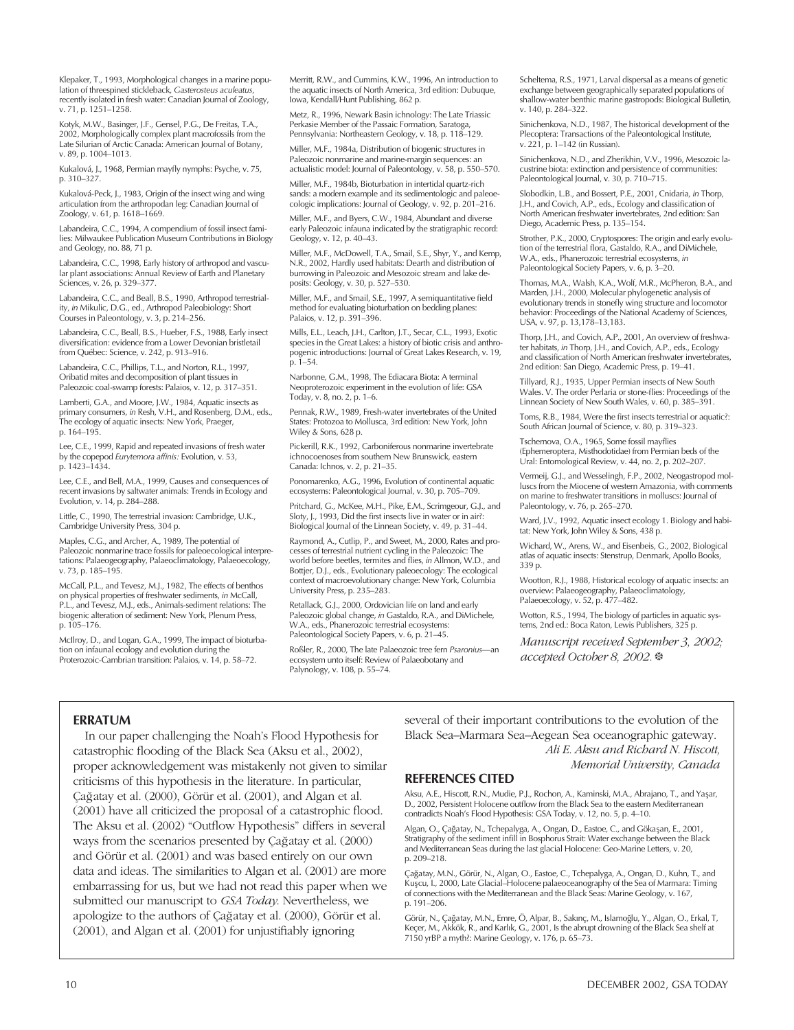Klepaker, T., 1993, Morphological changes in a marine population of threespined stickleback, *Gasterosteus aculeatus*, recently isolated in fresh water: Canadian Journal of Zoology, v. 71, p. 1251–1258.

Kotyk, M.W., Basinger, J.F., Gensel, P.G., De Freitas, T.A., 2002, Morphologically complex plant macrofossils from the Late Silurian of Arctic Canada: American Journal of Botany, v. 89, p. 1004–1013.

Kukalová, J., 1968, Permian mayfly nymphs: Psyche, v. 75, p. 310–327.

Kukalová-Peck, J., 1983, Origin of the insect wing and wing articulation from the arthropodan leg: Canadian Journal of Zoology, v. 61, p. 1618–1669.

Labandeira, C.C., 1994, A compendium of fossil insect families: Milwaukee Publication Museum Contributions in Biology and Geology, no. 88, 71 p.

Labandeira, C.C., 1998, Early history of arthropod and vascular plant associations: Annual Review of Earth and Planetary Sciences, v. 26, p. 329–377.

Labandeira, C.C., and Beall, B.S., 1990, Arthropod terrestriality, *in* Mikulic, D.G., ed., Arthropod Paleobiology: Short Courses in Paleontology, v. 3, p. 214–256.

Labandeira, C.C., Beall, B.S., Hueber, F.S., 1988, Early insect diversification: evidence from a Lower Devonian bristletail from Québec: Science, v. 242, p. 913–916.

Labandeira, C.C., Phillips, T.L., and Norton, R.L., 1997, Oribatid mites and decomposition of plant tissues in Paleozoic coal-swamp forests: Palaios, v. 12, p. 317–351.

Lamberti, G.A., and Moore, J.W., 1984, Aquatic insects as primary consumers, *in* Resh, V.H., and Rosenberg, D.M., eds., The ecology of aquatic insects: New York, Praeger, p. 164–195.

Lee, C.E., 1999, Rapid and repeated invasions of fresh water by the copepod *Eurytemora affinis:* Evolution, v. 53, p. 1423–1434.

Lee, C.E., and Bell, M.A., 1999, Causes and consequences of recent invasions by saltwater animals: Trends in Ecology and Evolution, v. 14, p. 284–288.

Little, C., 1990, The terrestrial invasion: Cambridge, U.K., Cambridge University Press, 304 p.

Maples, C.G., and Archer, A., 1989, The potential of Paleozoic nonmarine trace fossils for paleoecological interpretations: Palaeogeography, Palaeoclimatology, Palaeoecology, v. 73, p. 185–195.

McCall, P.L., and Tevesz, M.J., 1982, The effects of benthos on physical properties of freshwater sediments, *in* McCall, P.L., and Tevesz, M.J., eds., Animals-sediment relations: The biogenic alteration of sediment: New York, Plenum Press, p. 105–176.

McIlroy, D., and Logan, G.A., 1999, The impact of bioturbation on infaunal ecology and evolution during the Proterozoic-Cambrian transition: Palaios, v. 14, p. 58–72.

Merritt, R.W., and Cummins, K.W., 1996, An introduction to the aquatic insects of North America, 3rd edition: Dubuque, Iowa, Kendall/Hunt Publishing, 862 p.

Metz, R., 1996, Newark Basin ichnology: The Late Triassic Perkasie Member of the Passaic Formation, Saratoga, Pennsylvania: Northeastern Geology, v. 18, p. 118–129.

Miller, M.F., 1984a, Distribution of biogenic structures in Paleozoic nonmarine and marine-margin sequences: an actualistic model: Journal of Paleontology, v. 58, p. 550–570.

Miller, M.F., 1984b, Bioturbation in intertidal quartz-rich sands: a modern example and its sedimentologic and paleoecologic implications: Journal of Geology, v. 92, p. 201–216.

Miller, M.F., and Byers, C.W., 1984, Abundant and diverse early Paleozoic infauna indicated by the stratigraphic record: Geology, v. 12, p. 40–43.

Miller, M.F., McDowell, T.A., Smail, S.E., Shyr, Y., and Kemp, N.R., 2002, Hardly used habitats: Dearth and distribution of burrowing in Paleozoic and Mesozoic stream and lake deposits: Geology, v. 30, p. 527–530.

Miller, M.F., and Smail, S.E., 1997, A semiquantitative field method for evaluating bioturbation on bedding planes: Palaios, v. 12, p. 391–396.

Mills, E.L., Leach, J.H., Carlton, J.T., Secar, C.L., 1993, Exotic species in the Great Lakes: a history of biotic crisis and anthropogenic introductions: Journal of Great Lakes Research, v. 19, p. 1–54.

Narbonne, G.M., 1998, The Ediacara Biota: A terminal Neoproterozoic experiment in the evolution of life: GSA Today, v. 8, no. 2, p. 1–6.

Pennak, R.W., 1989, Fresh-water invertebrates of the United States: Protozoa to Mollusca, 3rd edition: New York, John Wiley & Sons, 628 p.

Pickerill, R.K., 1992, Carboniferous nonmarine invertebrate ichnocoenoses from southern New Brunswick, eastern Canada: Ichnos, v. 2, p. 21–35.

Ponomarenko, A.G., 1996, Evolution of continental aquatic ecosystems: Paleontological Journal, v. 30, p. 705–709.

Pritchard, G., McKee, M.H., Pike, E.M., Scrimgeour, G.J., and Sloty, J., 1993, Did the first insects live in water or in air?: Biological Journal of the Linnean Society, v. 49, p. 31–44.

Raymond, A., Cutlip, P., and Sweet, M., 2000, Rates and processes of terrestrial nutrient cycling in the Paleozoic: The world before beetles, termites and flies, *in* Allmon, W.D., and Bottjer, D.J., eds., Evolutionary paleoecology: The ecological context of macroevolutionary change: New York, Columbia University Press, p. 235–283.

Retallack, G.J., 2000, Ordovician life on land and early Paleozoic global change, *in* Gastaldo, R.A., and DiMichele, W.A., eds., Phanerozoic terrestrial ecosystems: Paleontological Society Papers, v. 6, p. 21–45.

Roßler, R., 2000, The late Palaeozoic tree fern *Psaronius*—an ecosystem unto itself: Review of Palaeobotany and Palynology, v. 108, p. 55–74.

Scheltema, R.S., 1971, Larval dispersal as a means of genetic exchange between geographically separated populations of shallow-water benthic marine gastropods: Biological Bulletin, v. 140, p. 284–322.

Sinichenkova, N.D., 1987, The historical development of the Plecoptera: Transactions of the Paleontological Institute, v. 221, p. 1–142 (in Russian).

Sinichenkova, N.D., and Zherikhin, V.V., 1996, Mesozoic lacustrine biota: extinction and persistence of communities: Paleontological Journal, v. 30, p. 710–715.

Slobodkin, L.B., and Bossert, P.E., 2001, Cnidaria, *in* Thorp, J.H., and Covich, A.P., eds., Ecology and classification of North American freshwater invertebrates, 2nd edition: San Diego, Academic Press, p. 135–154.

Strother, P.K., 2000, Cryptospores: The origin and early evolution of the terrestrial flora, Gastaldo, R.A., and DiMichele, W.A., eds., Phanerozoic terrestrial ecosystems, *in* Paleontological Society Papers, v. 6, p. 3–20.

Thomas, M.A., Walsh, K.A., Wolf, M.R., McPheron, B.A., and Marden, J.H., 2000, Molecular phylogenetic analysis of evolutionary trends in stonefly wing structure and locomotor behavior: Proceedings of the National Academy of Sciences, USA, v. 97, p. 13,178–13,183.

Thorp, J.H., and Covich, A.P., 2001, An overview of freshwater habitats, *in* Thorp, J.H., and Covich, A.P., eds., Ecology and classification of North American freshwater invertebrates, 2nd edition: San Diego, Academic Press, p. 19–41.

Tillyard, R.J., 1935, Upper Permian insects of New South Wales. V. The order Perlaria or stone-flies: Proceedings of the Linnean Society of New South Wales, v. 60, p. 385–391.

Toms, R.B., 1984, Were the first insects terrestrial or aquatic?: South African Journal of Science, v. 80, p. 319–323.

Tschernova, O.A., 1965, Some fossil mayflies (Ephemeroptera, Misthodotidae) from Permian beds of the Ural: Entomological Review, v. 44, no. 2, p. 202–207.

Vermeij, G.J., and Wesselingh, F.P., 2002, Neogastropod molluscs from the Miocene of western Amazonia, with comments on marine to freshwater transitions in molluscs: Journal of Paleontology, v. 76, p. 265–270.

Ward, J.V., 1992, Aquatic insect ecology 1. Biology and habitat: New York, John Wiley & Sons, 438 p.

Wichard, W., Arens, W., and Eisenbeis, G., 2002, Biological atlas of aquatic insects: Stenstrup, Denmark, Apollo Books, 339 p.

Wootton, R.J., 1988, Historical ecology of aquatic insects: an overview: Palaeogeography, Palaeoclimatology, Palaeoecology, v. 52, p. 477–482.

Wotton, R.S., 1994, The biology of particles in aquatic systems, 2nd ed.: Boca Raton, Lewis Publishers, 325 p.

*Manuscript received September 3, 2002; accepted October 8, 2002.*

## ERRATUM

In our paper challenging the Noah's Flood Hypothesis for catastrophic flooding of the Black Sea (Aksu et al., 2002), proper acknowledgement was mistakenly not given to similar criticisms of this hypothesis in the literature. In particular, Çağatay et al. (2000), Görür et al. (2001), and Algan et al. (2001) have all criticized the proposal of a catastrophic flood. The Aksu et al. (2002) "Outflow Hypothesis" differs in several ways from the scenarios presented by Çağatay et al. (2000) and Görür et al. (2001) and was based entirely on our own data and ideas. The similarities to Algan et al. (2001) are more embarrassing for us, but we had not read this paper when we submitted our manuscript to *GSA Today.* Nevertheless, we apologize to the authors of Çağatay et al. (2000), Görür et al. (2001), and Algan et al. (2001) for unjustifiably ignoring several of their important contributions to the evolution of the Black Sea–Marmara Sea–Aegean Sea oceanographic gateway.

*Ali E. Aksu and Richard N. Hiscott, Memorial University, Canada*

### REFERENCES CITED

Aksu, A.E., Hiscott, R.N., Mudie, P.J., Rochon, A., Kaminski, M.A., Abrajano, T., and Yaşar, D., 2002, Persistent Holocene outflow from the Black Sea to the eastern Mediterranean contradicts Noah's Flood Hypothesis: GSA Today, v. 12, no. 5, p. 4–10.

Algan, O., Çağatay, N., Tchepalyga, A., Ongan, D., Eastoe, C., and Gökaşan, E., 2001, Stratigraphy of the sediment infill in Bosphorus Strait: Water exchange between the Black and Mediterranean Seas during the last glacial Holocene: Geo-Marine Letters, v. 20, p. 209–218.

Çağatay, M.N., Görür, N., Algan, O., Eastoe, C., Tchepalyga, A., Ongan, D., Kuhn, T., and Kuşcu, I., 2000, Late Glacial–Holocene palaeoceanography of the Sea of Marmara: Timing of connections with the Mediterranean and the Black Seas: Marine Geology, v. 167, p. 191–206.

Görür, N., Çağatay, M.N., Emre, Ö, Alpar, B., Sakınç, M., Islamoğlu, Y., Algan, O., Erkal, T, Keçer, M., Akkök, R., and Karlık, G., 2001, Is the abrupt drowning of the Black Sea shelf at 7150 yrBP a myth?: Marine Geology, v. 176, p. 65–73.